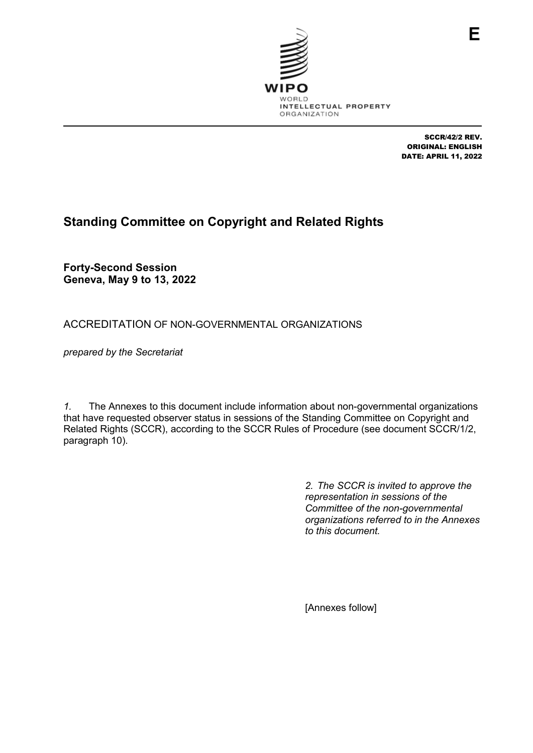E

WIPO
WORLD
INTELLECTUAL PROPERTY
ORGANIZATION

SCCR/42/2 REV.
ORIGINAL: ENGLISH
DATE: APRIL 11, 2022

# Standing Committee on Copyright and Related Rights

**Forty-Second Session**
**Geneva, May 9 to 13, 2022**

ACCREDITATION OF NON-GOVERNMENTAL ORGANIZATIONS

*prepared by the Secretariat*

*1.* The Annexes to this document include information about non-governmental organizations that have requested observer status in sessions of the Standing Committee on Copyright and Related Rights (SCCR), according to the SCCR Rules of Procedure (see document SCCR/1/2, paragraph 10).

*2. The SCCR is invited to approve the representation in sessions of the Committee of the non-governmental organizations referred to in the Annexes to this document.*

[Annexes follow]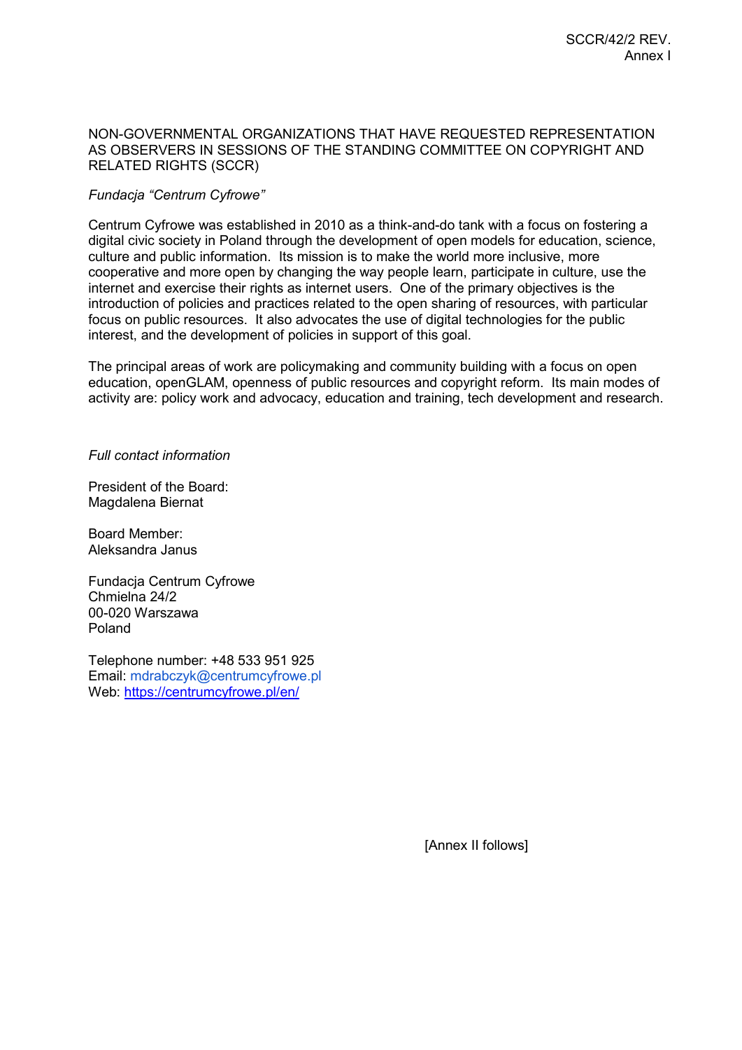NON-GOVERNMENTAL ORGANIZATIONS THAT HAVE REQUESTED REPRESENTATION AS OBSERVERS IN SESSIONS OF THE STANDING COMMITTEE ON COPYRIGHT AND RELATED RIGHTS (SCCR)

*Fundacja "Centrum Cyfrowe"*

Centrum Cyfrowe was established in 2010 as a think-and-do tank with a focus on fostering a digital civic society in Poland through the development of open models for education, science, culture and public information. Its mission is to make the world more inclusive, more cooperative and more open by changing the way people learn, participate in culture, use the internet and exercise their rights as internet users. One of the primary objectives is the introduction of policies and practices related to the open sharing of resources, with particular focus on public resources. It also advocates the use of digital technologies for the public interest, and the development of policies in support of this goal.

The principal areas of work are policymaking and community building with a focus on open education, openGLAM, openness of public resources and copyright reform. Its main modes of activity are: policy work and advocacy, education and training, tech development and research.

*Full contact information*

President of the Board:
Magdalena Biernat

Board Member:
Aleksandra Janus

Fundacja Centrum Cyfrowe
Chmielna 24/2
00-020 Warszawa
Poland

Telephone number: +48 533 951 925
Email: mdrabczyk@centrumcyfrowe.pl
Web: https://centrumcyfrowe.pl/en/

[Annex II follows]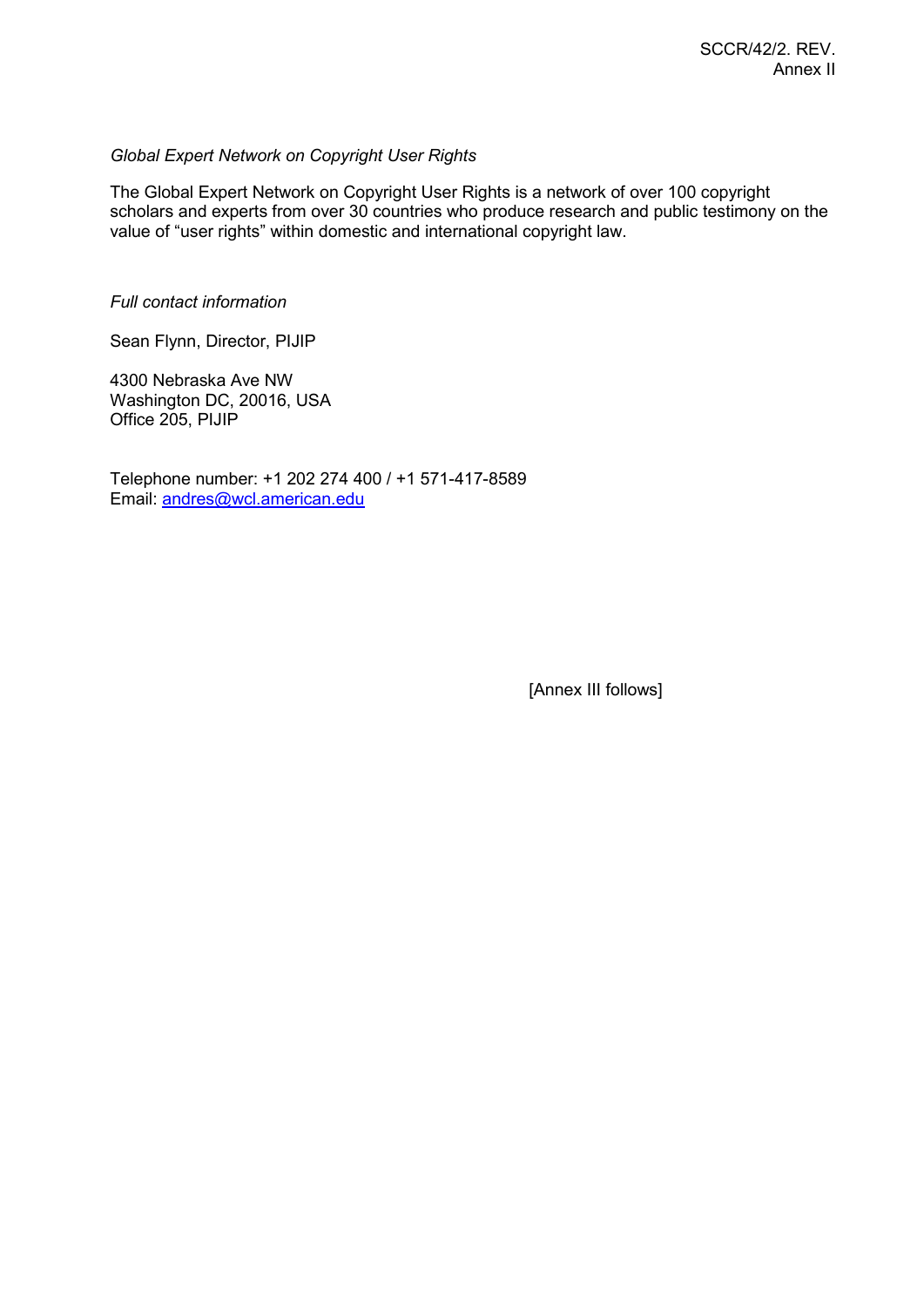*Global Expert Network on Copyright User Rights*

The Global Expert Network on Copyright User Rights is a network of over 100 copyright scholars and experts from over 30 countries who produce research and public testimony on the value of "user rights" within domestic and international copyright law.

*Full contact information*

Sean Flynn, Director, PIJIP

4300 Nebraska Ave NW
Washington DC, 20016, USA
Office 205, PIJIP

Telephone number: +1 202 274 400 / +1 571-417-8589
Email: andres@wcl.american.edu

[Annex III follows]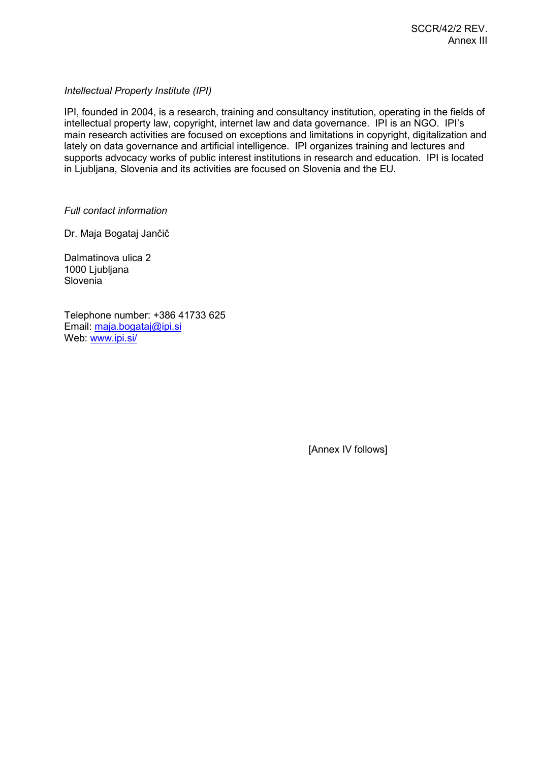*Intellectual Property Institute (IPI)*

IPI, founded in 2004, is a research, training and consultancy institution, operating in the fields of intellectual property law, copyright, internet law and data governance. IPI is an NGO. IPI's main research activities are focused on exceptions and limitations in copyright, digitalization and lately on data governance and artificial intelligence. IPI organizes training and lectures and supports advocacy works of public interest institutions in research and education. IPI is located in Ljubljana, Slovenia and its activities are focused on Slovenia and the EU.

*Full contact information*

Dr. Maja Bogataj Jančič

Dalmatinova ulica 2
1000 Ljubljana
Slovenia

Telephone number: +386 41733 625
Email: maja.bogataj@ipi.si
Web: www.ipi.si/

[Annex IV follows]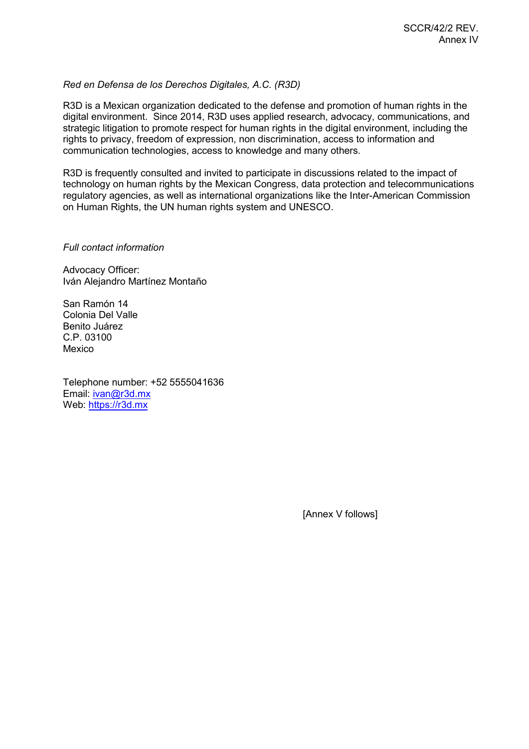*Red en Defensa de los Derechos Digitales, A.C. (R3D)*

R3D is a Mexican organization dedicated to the defense and promotion of human rights in the digital environment. Since 2014, R3D uses applied research, advocacy, communications, and strategic litigation to promote respect for human rights in the digital environment, including the rights to privacy, freedom of expression, non discrimination, access to information and communication technologies, access to knowledge and many others.

R3D is frequently consulted and invited to participate in discussions related to the impact of technology on human rights by the Mexican Congress, data protection and telecommunications regulatory agencies, as well as international organizations like the Inter-American Commission on Human Rights, the UN human rights system and UNESCO.

*Full contact information*

Advocacy Officer:
Iván Alejandro Martínez Montaño

San Ramón 14
Colonia Del Valle
Benito Juárez
C.P. 03100
Mexico

Telephone number: +52 5555041636
Email: ivan@r3d.mx
Web: https://r3d.mx

[Annex V follows]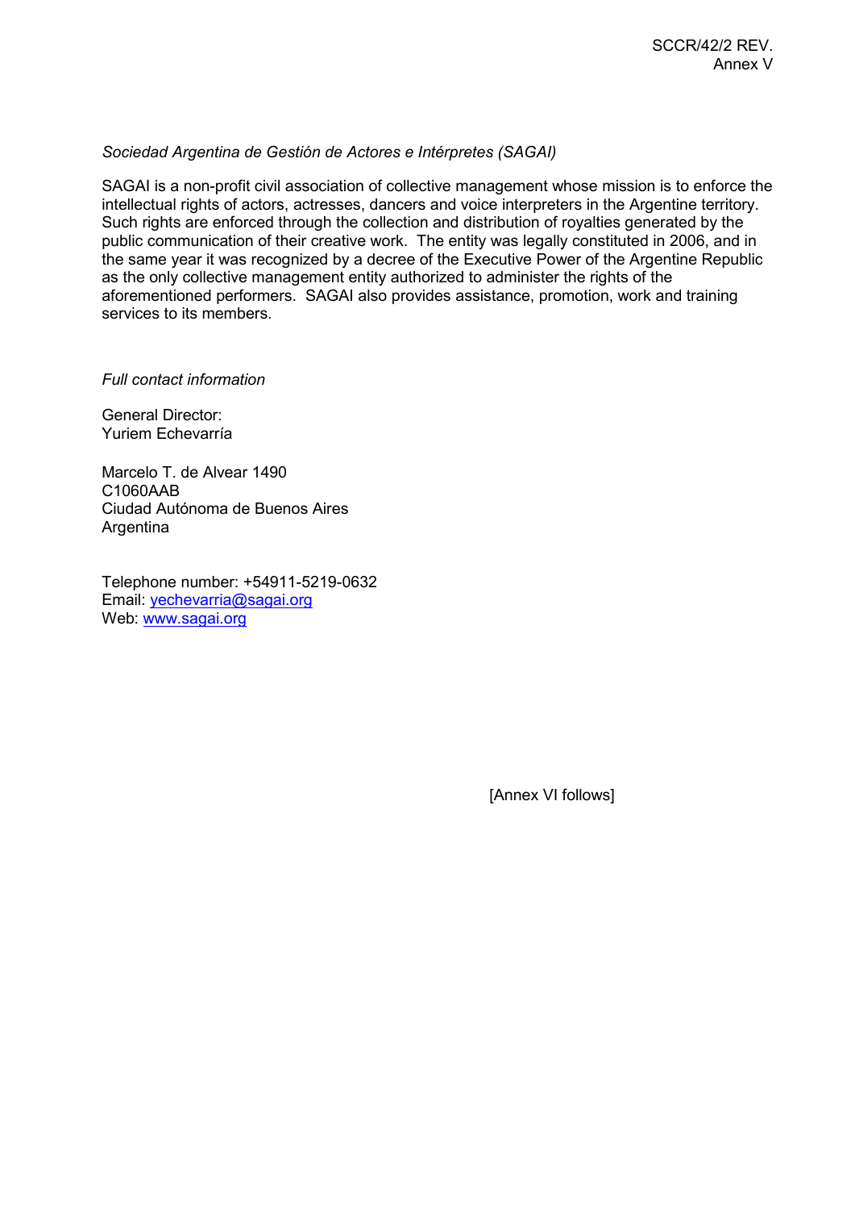*Sociedad Argentina de Gestión de Actores e Intérpretes (SAGAI)*

SAGAI is a non-profit civil association of collective management whose mission is to enforce the intellectual rights of actors, actresses, dancers and voice interpreters in the Argentine territory. Such rights are enforced through the collection and distribution of royalties generated by the public communication of their creative work. The entity was legally constituted in 2006, and in the same year it was recognized by a decree of the Executive Power of the Argentine Republic as the only collective management entity authorized to administer the rights of the aforementioned performers. SAGAI also provides assistance, promotion, work and training services to its members.

*Full contact information*

General Director:
Yuriem Echevarría

Marcelo T. de Alvear 1490
C1060AAB
Ciudad Autónoma de Buenos Aires
Argentina

Telephone number: +54911-5219-0632
Email: yechevarria@sagai.org
Web: www.sagai.org

[Annex VI follows]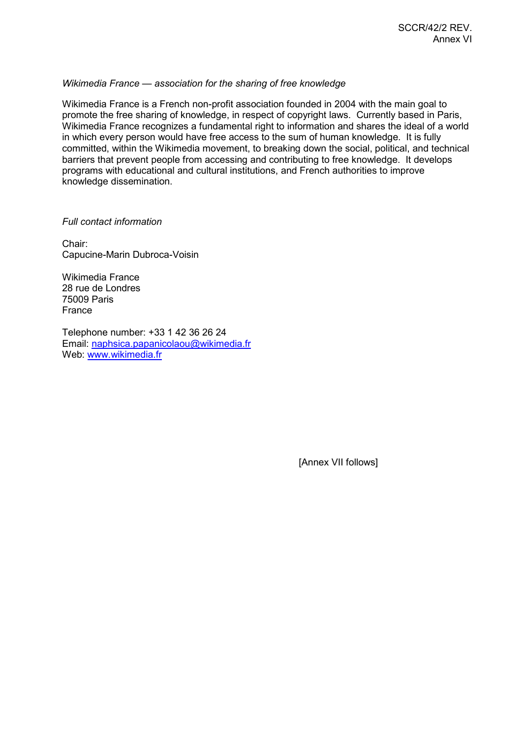*Wikimedia France — association for the sharing of free knowledge*

Wikimedia France is a French non-profit association founded in 2004 with the main goal to promote the free sharing of knowledge, in respect of copyright laws. Currently based in Paris, Wikimedia France recognizes a fundamental right to information and shares the ideal of a world in which every person would have free access to the sum of human knowledge. It is fully committed, within the Wikimedia movement, to breaking down the social, political, and technical barriers that prevent people from accessing and contributing to free knowledge. It develops programs with educational and cultural institutions, and French authorities to improve knowledge dissemination.

*Full contact information*

Chair:
Capucine-Marin Dubroca-Voisin

Wikimedia France
28 rue de Londres
75009 Paris
France

Telephone number: +33 1 42 36 26 24
Email: naphsica.papanicolaou@wikimedia.fr
Web: www.wikimedia.fr

[Annex VII follows]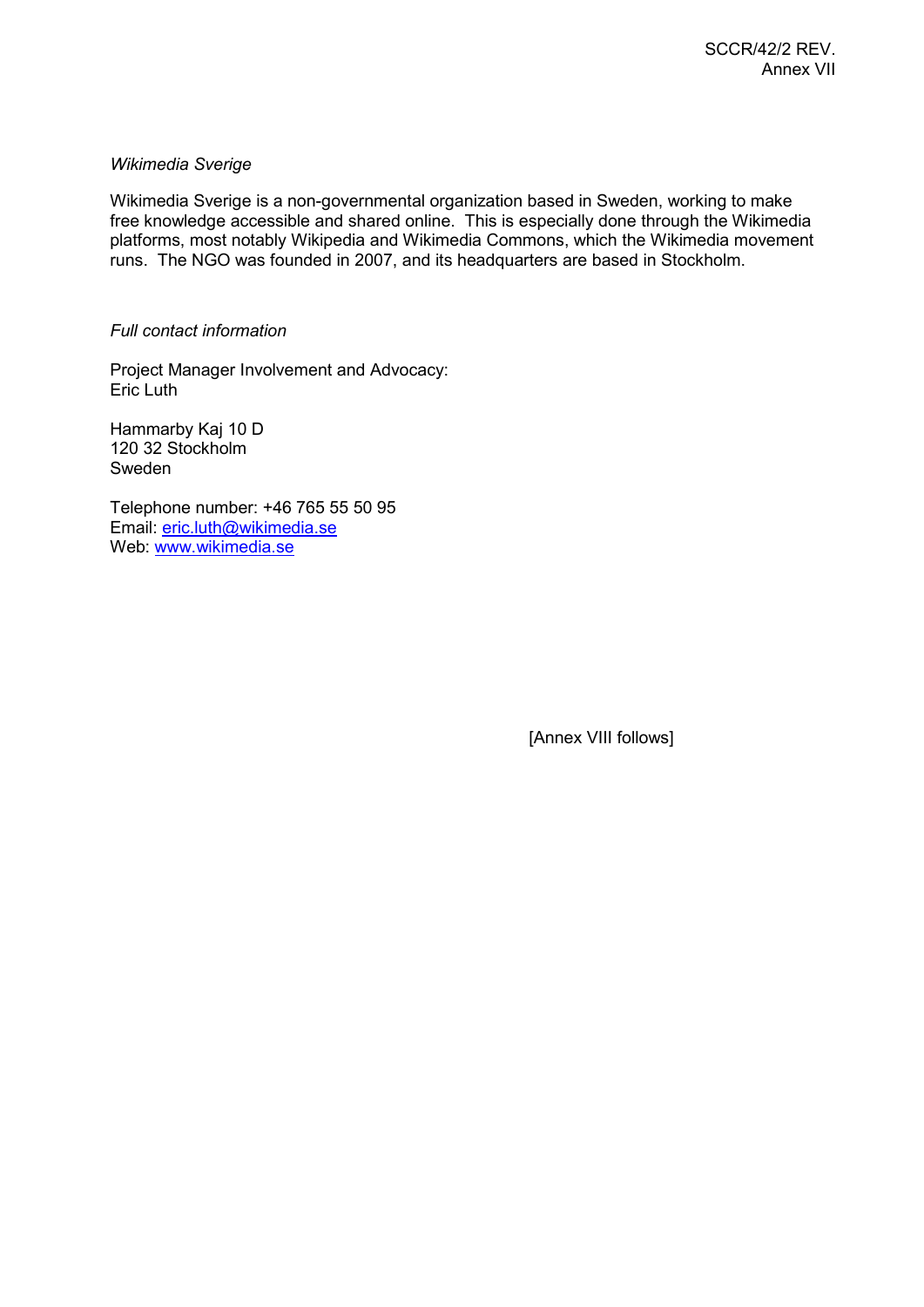*Wikimedia Sverige*

Wikimedia Sverige is a non-governmental organization based in Sweden, working to make free knowledge accessible and shared online. This is especially done through the Wikimedia platforms, most notably Wikipedia and Wikimedia Commons, which the Wikimedia movement runs. The NGO was founded in 2007, and its headquarters are based in Stockholm.

*Full contact information*

Project Manager Involvement and Advocacy:
Eric Luth

Hammarby Kaj 10 D
120 32 Stockholm
Sweden

Telephone number: +46 765 55 50 95
Email: eric.luth@wikimedia.se
Web: www.wikimedia.se

[Annex VIII follows]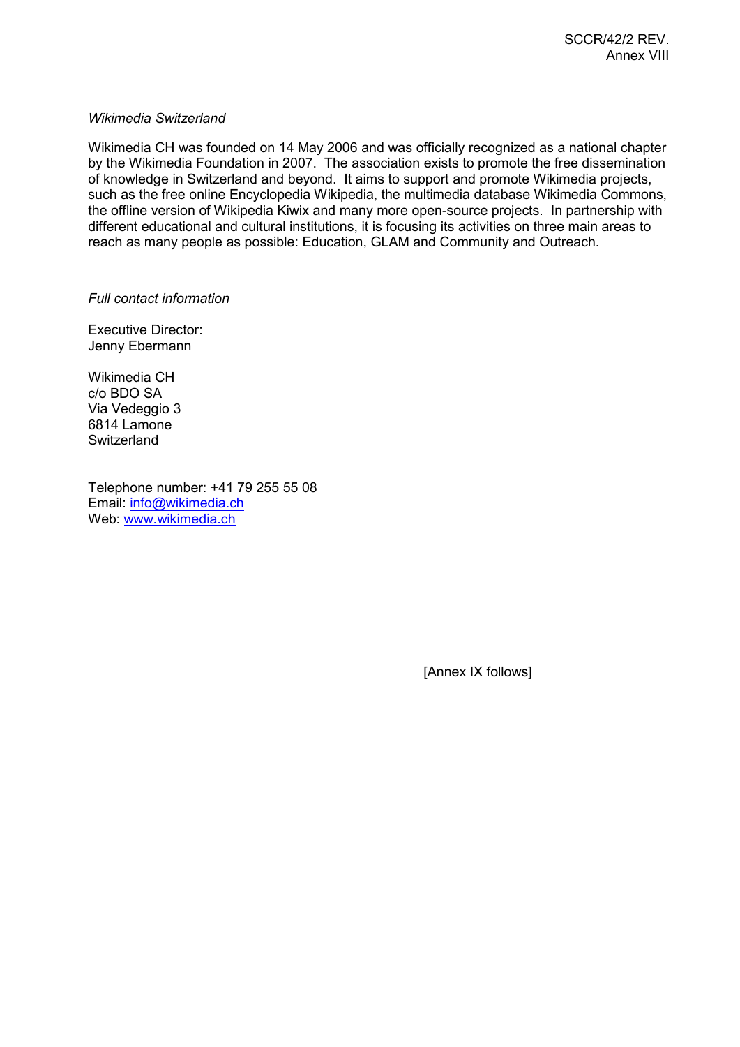*Wikimedia Switzerland*

Wikimedia CH was founded on 14 May 2006 and was officially recognized as a national chapter by the Wikimedia Foundation in 2007. The association exists to promote the free dissemination of knowledge in Switzerland and beyond. It aims to support and promote Wikimedia projects, such as the free online Encyclopedia Wikipedia, the multimedia database Wikimedia Commons, the offline version of Wikipedia Kiwix and many more open-source projects. In partnership with different educational and cultural institutions, it is focusing its activities on three main areas to reach as many people as possible: Education, GLAM and Community and Outreach.

*Full contact information*

Executive Director:
Jenny Ebermann

Wikimedia CH
c/o BDO SA
Via Vedeggio 3
6814 Lamone
Switzerland

Telephone number: +41 79 255 55 08
Email: info@wikimedia.ch
Web: www.wikimedia.ch

[Annex IX follows]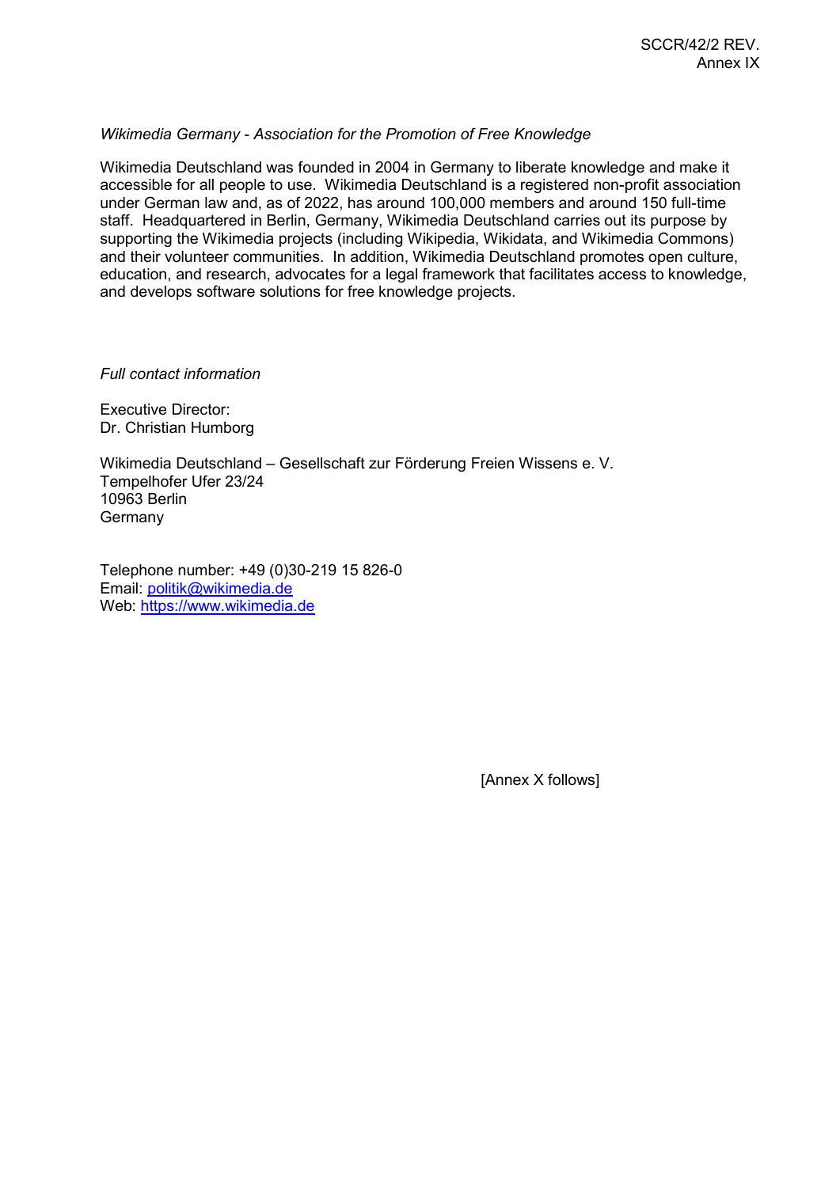*Wikimedia Germany - Association for the Promotion of Free Knowledge*

Wikimedia Deutschland was founded in 2004 in Germany to liberate knowledge and make it accessible for all people to use. Wikimedia Deutschland is a registered non-profit association under German law and, as of 2022, has around 100,000 members and around 150 full-time staff. Headquartered in Berlin, Germany, Wikimedia Deutschland carries out its purpose by supporting the Wikimedia projects (including Wikipedia, Wikidata, and Wikimedia Commons) and their volunteer communities. In addition, Wikimedia Deutschland promotes open culture, education, and research, advocates for a legal framework that facilitates access to knowledge, and develops software solutions for free knowledge projects.

*Full contact information*

Executive Director:
Dr. Christian Humborg

Wikimedia Deutschland – Gesellschaft zur Förderung Freien Wissens e. V.
Tempelhofer Ufer 23/24
10963 Berlin
Germany

Telephone number: +49 (0)30-219 15 826-0
Email: politik@wikimedia.de
Web: https://www.wikimedia.de

[Annex X follows]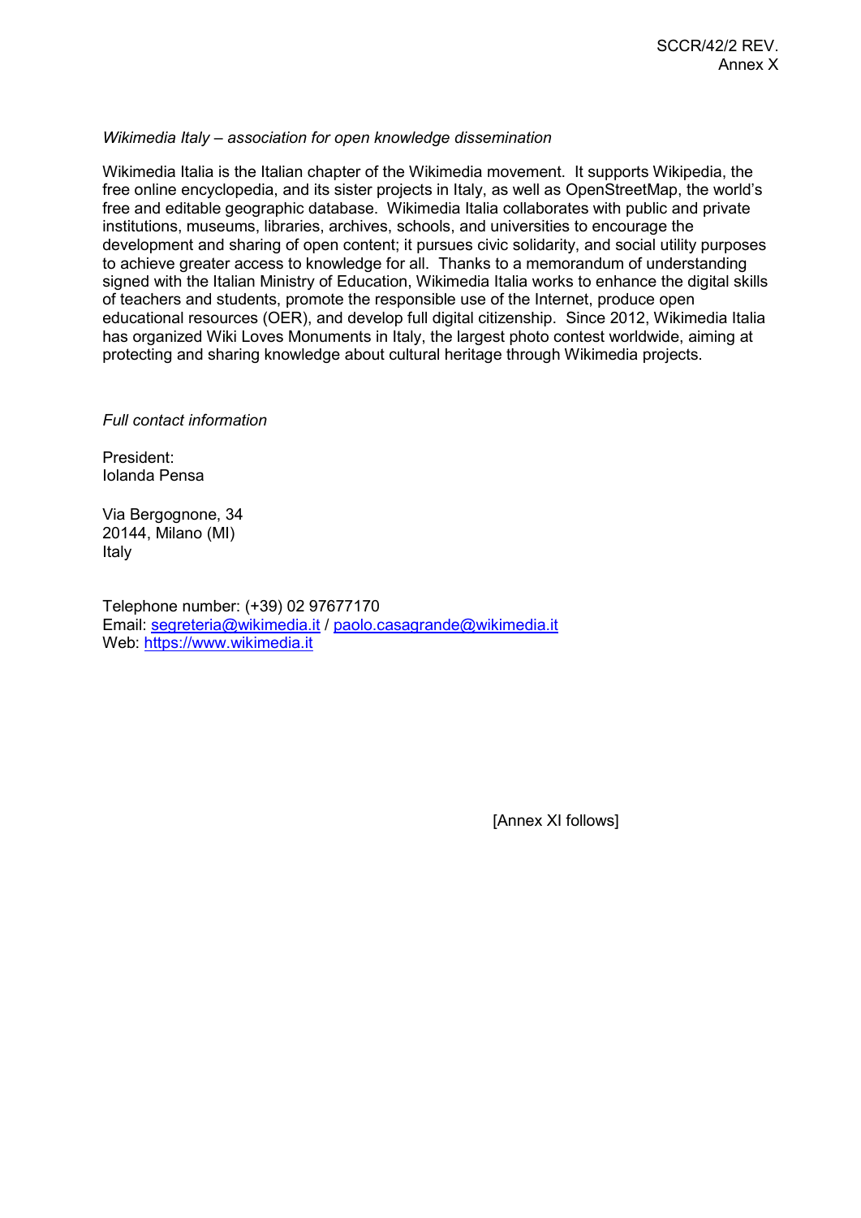*Wikimedia Italy – association for open knowledge dissemination*

Wikimedia Italia is the Italian chapter of the Wikimedia movement. It supports Wikipedia, the free online encyclopedia, and its sister projects in Italy, as well as OpenStreetMap, the world's free and editable geographic database. Wikimedia Italia collaborates with public and private institutions, museums, libraries, archives, schools, and universities to encourage the development and sharing of open content; it pursues civic solidarity, and social utility purposes to achieve greater access to knowledge for all. Thanks to a memorandum of understanding signed with the Italian Ministry of Education, Wikimedia Italia works to enhance the digital skills of teachers and students, promote the responsible use of the Internet, produce open educational resources (OER), and develop full digital citizenship. Since 2012, Wikimedia Italia has organized Wiki Loves Monuments in Italy, the largest photo contest worldwide, aiming at protecting and sharing knowledge about cultural heritage through Wikimedia projects.

*Full contact information*

President:
Iolanda Pensa

Via Bergognone, 34
20144, Milano (MI)
Italy

Telephone number: (+39) 02 97677170
Email: segreteria@wikimedia.it / paolo.casagrande@wikimedia.it
Web: https://www.wikimedia.it

[Annex XI follows]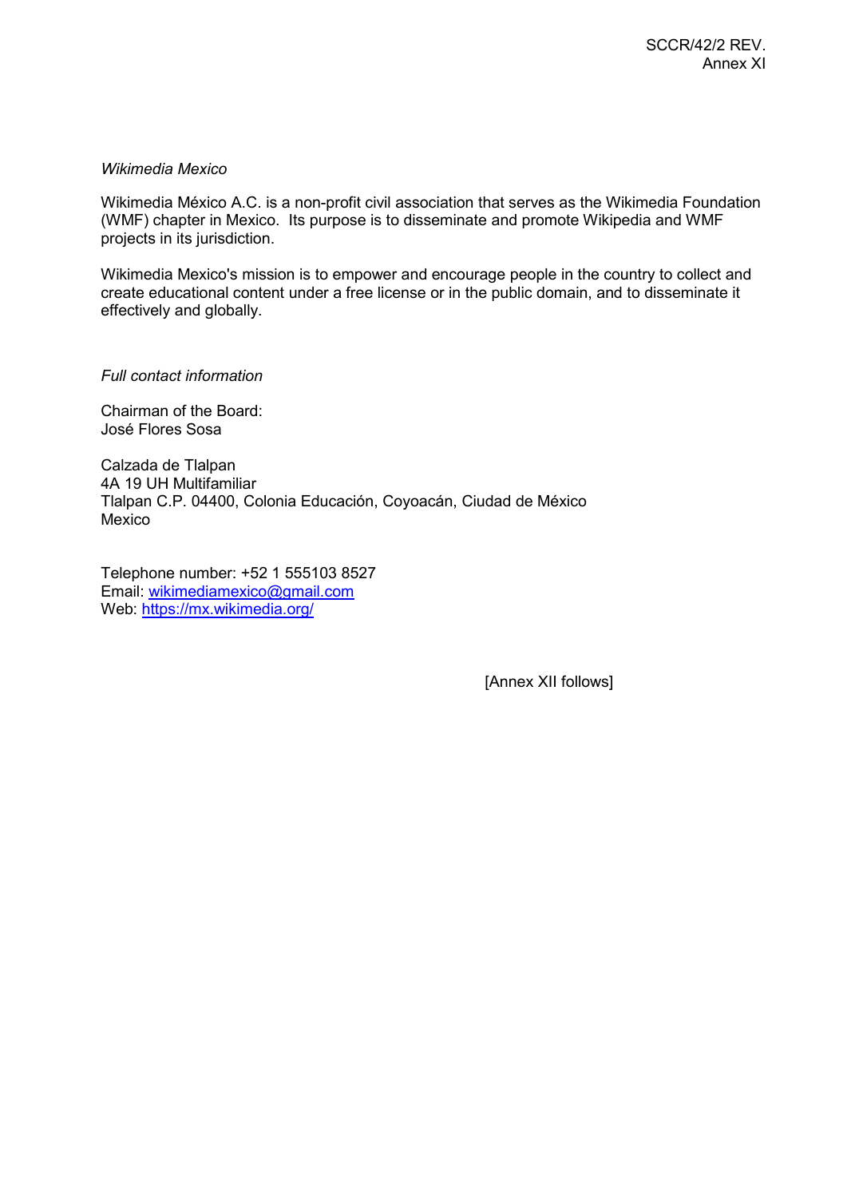*Wikimedia Mexico*

Wikimedia México A.C. is a non-profit civil association that serves as the Wikimedia Foundation (WMF) chapter in Mexico. Its purpose is to disseminate and promote Wikipedia and WMF projects in its jurisdiction.

Wikimedia Mexico's mission is to empower and encourage people in the country to collect and create educational content under a free license or in the public domain, and to disseminate it effectively and globally.

*Full contact information*

Chairman of the Board:
José Flores Sosa

Calzada de Tlalpan
4A 19 UH Multifamiliar
Tlalpan C.P. 04400, Colonia Educación, Coyoacán, Ciudad de México
Mexico

Telephone number: +52 1 555103 8527
Email: wikimediamexico@gmail.com
Web: https://mx.wikimedia.org/

[Annex XII follows]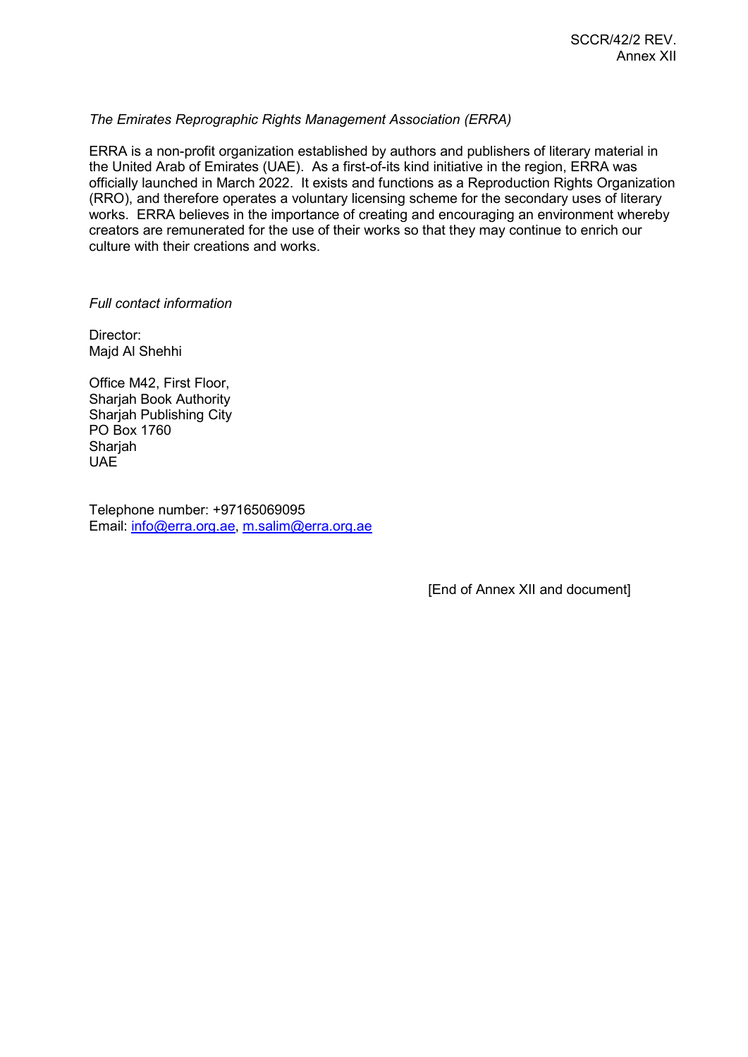*The Emirates Reprographic Rights Management Association (ERRA)*

ERRA is a non-profit organization established by authors and publishers of literary material in the United Arab of Emirates (UAE). As a first-of-its kind initiative in the region, ERRA was officially launched in March 2022. It exists and functions as a Reproduction Rights Organization (RRO), and therefore operates a voluntary licensing scheme for the secondary uses of literary works. ERRA believes in the importance of creating and encouraging an environment whereby creators are remunerated for the use of their works so that they may continue to enrich our culture with their creations and works.

*Full contact information*

Director:
Majd Al Shehhi

Office M42, First Floor,
Sharjah Book Authority
Sharjah Publishing City
PO Box 1760
Sharjah
UAE

Telephone number: +97165069095
Email: info@erra.org.ae, m.salim@erra.org.ae

[End of Annex XII and document]